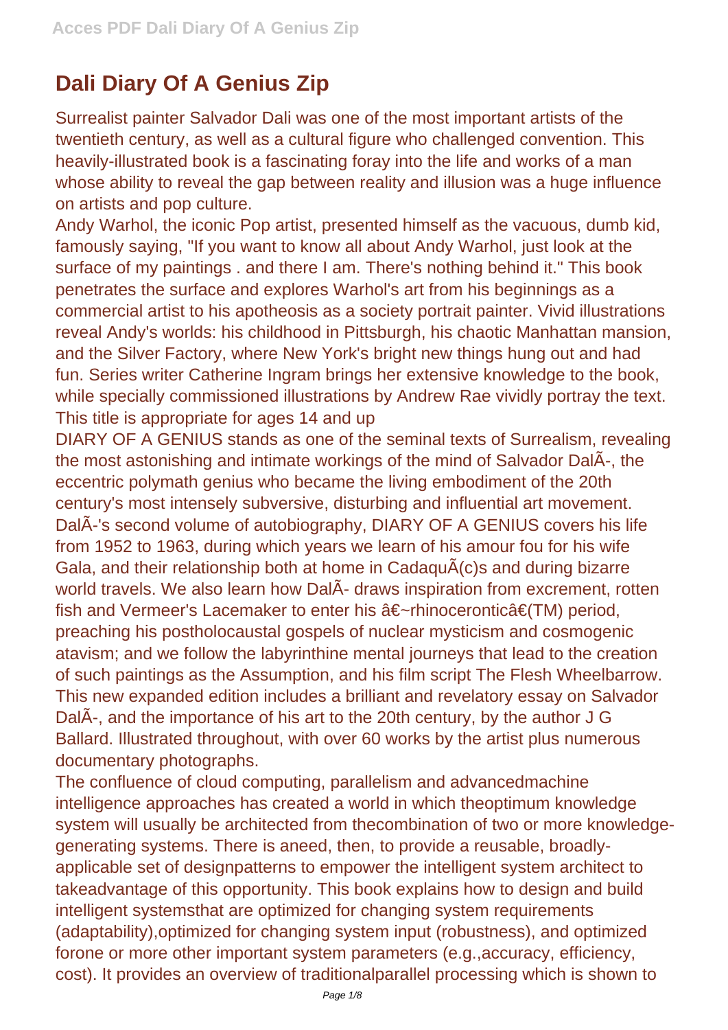# Dali Diary Of A Genius Zip

Surrealist painter Salvador Dali was one of the most important artists of the twentieth century, as well as a cultural figure who challenged convention. This heavily-illustrated book is a fascinating foray into the life and works of a man whose ability to reveal the gap between reality and illusion was a huge influence on artists and pop culture.

Andy Warhol, the iconic Pop artist, presented himself as the vacuous, dumb kid, famously saying, "If you want to know all about Andy Warhol, just look at the surface of my paintings . and there I am. There's nothing behind it." This book penetrates the surface and explores Warhol's art from his beginnings as a commercial artist to his apotheosis as a society portrait painter. Vivid illustrations reveal Andy's worlds: his childhood in Pittsburgh, his chaotic Manhattan mansion, and the Silver Factory, where New York's bright new things hung out and had fun. Series writer Catherine Ingram brings her extensive knowledge to the book, while specially commissioned illustrations by Andrew Rae vividly portray the text. This title is appropriate for ages 14 and up

DIARY OF A GENIUS stands as one of the seminal texts of Surrealism, revealing the most astonishing and intimate workings of the mind of Salvador DalÃ-, the eccentric polymath genius who became the living embodiment of the 20th century's most intensely subversive, disturbing and influential art movement. DalÃ-'s second volume of autobiography, DIARY OF A GENIUS covers his life from 1952 to 1963, during which years we learn of his amour fou for his wife Gala, and their relationship both at home in CadaquÃ(c)s and during bizarre world travels. We also learn how DalÃ- draws inspiration from excrement, rotten fish and Vermeer's Lacemaker to enter his â€~rhinocerонticâ€(TM) period, preaching his postholocaustal gospels of nuclear mysticism and cosmogenic atavism; and we follow the labyrinthine mental journeys that lead to the creation of such paintings as the Assumption, and his film script The Flesh Wheelbarrow. This new expanded edition includes a brilliant and revelatory essay on Salvador DalÃ-, and the importance of his art to the 20th century, by the author J G Ballard. Illustrated throughout, with over 60 works by the artist plus numerous documentary photographs.

The confluence of cloud computing, parallelism and advancedmachine intelligence approaches has created a world in which theoptimum knowledge system will usually be architected from thecombination of two or more knowledge-generating systems. There is aneed, then, to provide a reusable, broadly-applicable set of designpatterns to empower the intelligent system architect to takeadvantage of this opportunity. This book explains how to design and build intelligent systemsthat are optimized for changing system requirements (adaptability),optimized for changing system input (robustness), and optimized forone or more other important system parameters (e.g.,accuracy, efficiency, cost). It provides an overview of traditionalparallel processing which is shown to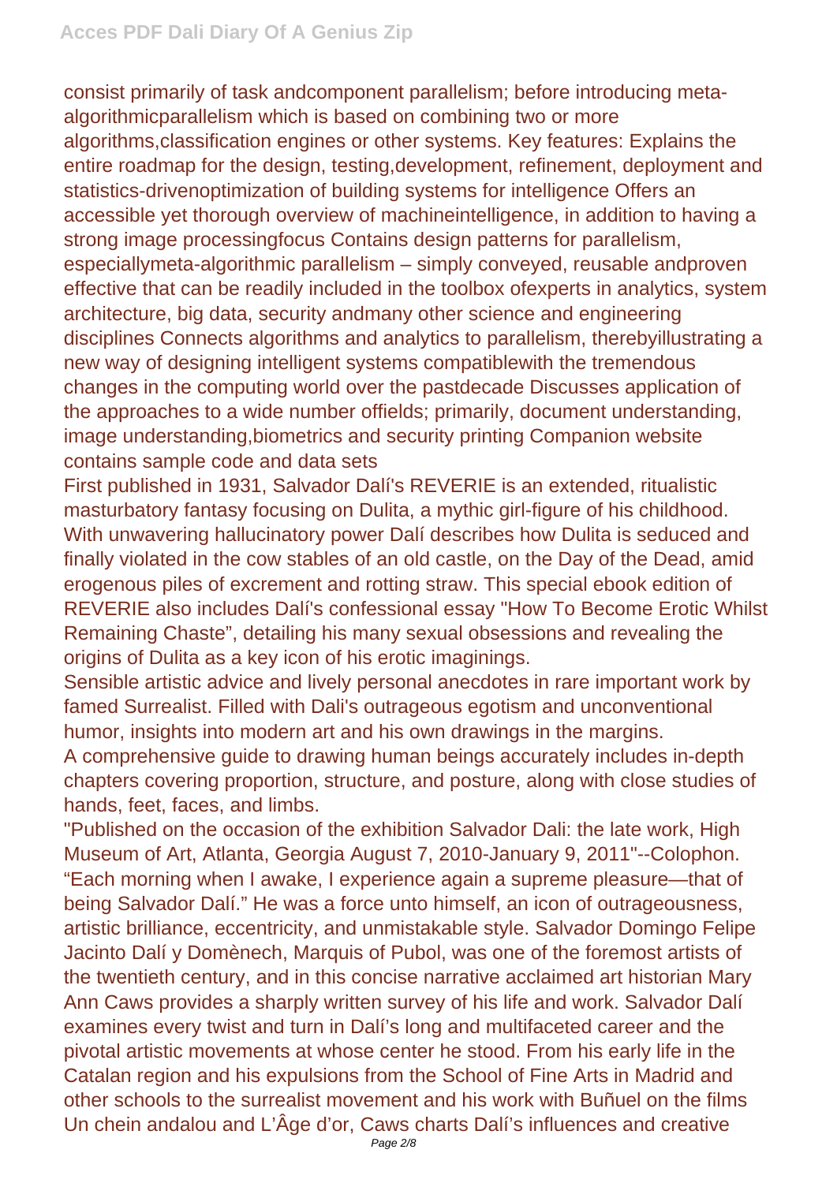consist primarily of task andcomponent parallelism; before introducing meta-algorithmicparallelism which is based on combining two or more algorithms,classification engines or other systems. Key features: Explains the entire roadmap for the design, testing,development, refinement, deployment and statistics-drivenoptimization of building systems for intelligence Offers an accessible yet thorough overview of machineintelligence, in addition to having a strong image processingfocus Contains design patterns for parallelism, especiallymeta-algorithmic parallelism – simply conveyed, reusable andproven effective that can be readily included in the toolbox ofexperts in analytics, system architecture, big data, security andmany other science and engineering disciplines Connects algorithms and analytics to parallelism, therebyillustrating a new way of designing intelligent systems compatiblewith the tremendous changes in the computing world over the pastdecade Discusses application of the approaches to a wide number offields; primarily, document understanding, image understanding,biometrics and security printing Companion website contains sample code and data sets

First published in 1931, Salvador Dalí's REVERIE is an extended, ritualistic masturbatory fantasy focusing on Dulita, a mythic girl-figure of his childhood. With unwavering hallucinatory power Dalí describes how Dulita is seduced and finally violated in the cow stables of an old castle, on the Day of the Dead, amid erogenous piles of excrement and rotting straw. This special ebook edition of REVERIE also includes Dalí's confessional essay "How To Become Erotic Whilst Remaining Chaste", detailing his many sexual obsessions and revealing the origins of Dulita as a key icon of his erotic imaginings.

Sensible artistic advice and lively personal anecdotes in rare important work by famed Surrealist. Filled with Dali's outrageous egotism and unconventional humor, insights into modern art and his own drawings in the margins.

A comprehensive guide to drawing human beings accurately includes in-depth chapters covering proportion, structure, and posture, along with close studies of hands, feet, faces, and limbs.

"Published on the occasion of the exhibition Salvador Dali: the late work, High Museum of Art, Atlanta, Georgia August 7, 2010-January 9, 2011"--Colophon.

“Each morning when I awake, I experience again a supreme pleasure—that of being Salvador Dalí.” He was a force unto himself, an icon of outrageousness, artistic brilliance, eccentricity, and unmistakable style. Salvador Domingo Felipe Jacinto Dalí y Domènech, Marquis of Pubol, was one of the foremost artists of the twentieth century, and in this concise narrative acclaimed art historian Mary Ann Caws provides a sharply written survey of his life and work. Salvador Dalí examines every twist and turn in Dalí’s long and multifaceted career and the pivotal artistic movements at whose center he stood. From his early life in the Catalan region and his expulsions from the School of Fine Arts in Madrid and other schools to the surrealist movement and his work with Buñuel on the films Un chein andalou and L’Âge d’or, Caws charts Dalí’s influences and creative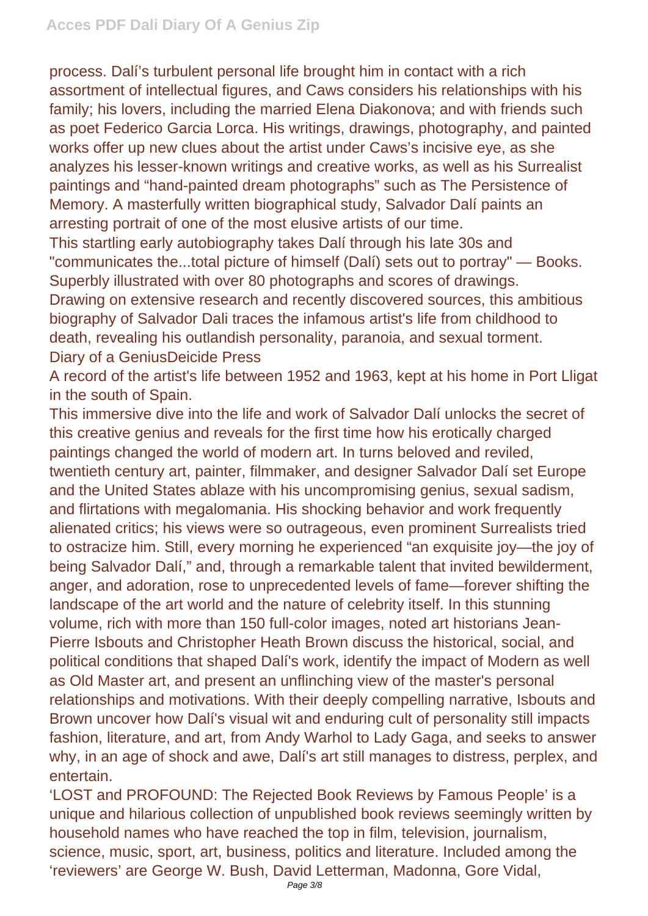process. Dalí's turbulent personal life brought him in contact with a rich assortment of intellectual figures, and Caws considers his relationships with his family; his lovers, including the married Elena Diakonova; and with friends such as poet Federico Garcia Lorca. His writings, drawings, photography, and painted works offer up new clues about the artist under Caws's incisive eye, as she analyzes his lesser-known writings and creative works, as well as his Surrealist paintings and "hand-painted dream photographs" such as The Persistence of Memory. A masterfully written biographical study, Salvador Dalí paints an arresting portrait of one of the most elusive artists of our time.

This startling early autobiography takes Dalí through his late 30s and "communicates the...total picture of himself (Dalí) sets out to portray" — Books. Superbly illustrated with over 80 photographs and scores of drawings.

Drawing on extensive research and recently discovered sources, this ambitious biography of Salvador Dali traces the infamous artist's life from childhood to death, revealing his outlandish personality, paranoia, and sexual torment.

Diary of a GeniusDeicide Press

A record of the artist's life between 1952 and 1963, kept at his home in Port Lligat in the south of Spain.

This immersive dive into the life and work of Salvador Dalí unlocks the secret of this creative genius and reveals for the first time how his erotically charged paintings changed the world of modern art. In turns beloved and reviled, twentieth century art, painter, filmmaker, and designer Salvador Dalí set Europe and the United States ablaze with his uncompromising genius, sexual sadism, and flirtations with megalomania. His shocking behavior and work frequently alienated critics; his views were so outrageous, even prominent Surrealists tried to ostracize him. Still, every morning he experienced "an exquisite joy—the joy of being Salvador Dalí," and, through a remarkable talent that invited bewilderment, anger, and adoration, rose to unprecedented levels of fame—forever shifting the landscape of the art world and the nature of celebrity itself. In this stunning volume, rich with more than 150 full-color images, noted art historians Jean-Pierre Isbouts and Christopher Heath Brown discuss the historical, social, and political conditions that shaped Dalí's work, identify the impact of Modern as well as Old Master art, and present an unflinching view of the master's personal relationships and motivations. With their deeply compelling narrative, Isbouts and Brown uncover how Dalí's visual wit and enduring cult of personality still impacts fashion, literature, and art, from Andy Warhol to Lady Gaga, and seeks to answer why, in an age of shock and awe, Dalí's art still manages to distress, perplex, and entertain.

'LOST and PROFOUND: The Rejected Book Reviews by Famous People' is a unique and hilarious collection of unpublished book reviews seemingly written by household names who have reached the top in film, television, journalism, science, music, sport, art, business, politics and literature. Included among the 'reviewers' are George W. Bush, David Letterman, Madonna, Gore Vidal,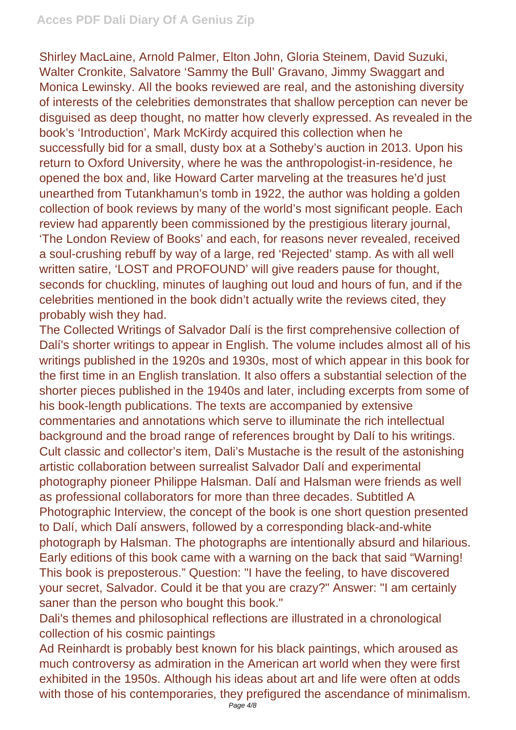Shirley MacLaine, Arnold Palmer, Elton John, Gloria Steinem, David Suzuki, Walter Cronkite, Salvatore 'Sammy the Bull' Gravano, Jimmy Swaggart and Monica Lewinsky. All the books reviewed are real, and the astonishing diversity of interests of the celebrities demonstrates that shallow perception can never be disguised as deep thought, no matter how cleverly expressed. As revealed in the book's 'Introduction', Mark McKirdy acquired this collection when he successfully bid for a small, dusty box at a Sotheby's auction in 2013. Upon his return to Oxford University, where he was the anthropologist-in-residence, he opened the box and, like Howard Carter marveling at the treasures he'd just unearthed from Tutankhamun's tomb in 1922, the author was holding a golden collection of book reviews by many of the world's most significant people. Each review had apparently been commissioned by the prestigious literary journal, 'The London Review of Books' and each, for reasons never revealed, received a soul-crushing rebuff by way of a large, red 'Rejected' stamp. As with all well written satire, 'LOST and PROFOUND' will give readers pause for thought, seconds for chuckling, minutes of laughing out loud and hours of fun, and if the celebrities mentioned in the book didn't actually write the reviews cited, they probably wish they had.

The Collected Writings of Salvador Dalí is the first comprehensive collection of Dalí's shorter writings to appear in English. The volume includes almost all of his writings published in the 1920s and 1930s, most of which appear in this book for the first time in an English translation. It also offers a substantial selection of the shorter pieces published in the 1940s and later, including excerpts from some of his book-length publications. The texts are accompanied by extensive commentaries and annotations which serve to illuminate the rich intellectual background and the broad range of references brought by Dalí to his writings.

Cult classic and collector's item, Dali's Mustache is the result of the astonishing artistic collaboration between surrealist Salvador Dalí and experimental photography pioneer Philippe Halsman. Dalí and Halsman were friends as well as professional collaborators for more than three decades. Subtitled A Photographic Interview, the concept of the book is one short question presented to Dalí, which Dalí answers, followed by a corresponding black-and-white photograph by Halsman. The photographs are intentionally absurd and hilarious. Early editions of this book came with a warning on the back that said "Warning! This book is preposterous." Question: "I have the feeling, to have discovered your secret, Salvador. Could it be that you are crazy?" Answer: "I am certainly saner than the person who bought this book."

Dali's themes and philosophical reflections are illustrated in a chronological collection of his cosmic paintings

Ad Reinhardt is probably best known for his black paintings, which aroused as much controversy as admiration in the American art world when they were first exhibited in the 1950s. Although his ideas about art and life were often at odds with those of his contemporaries, they prefigured the ascendance of minimalism.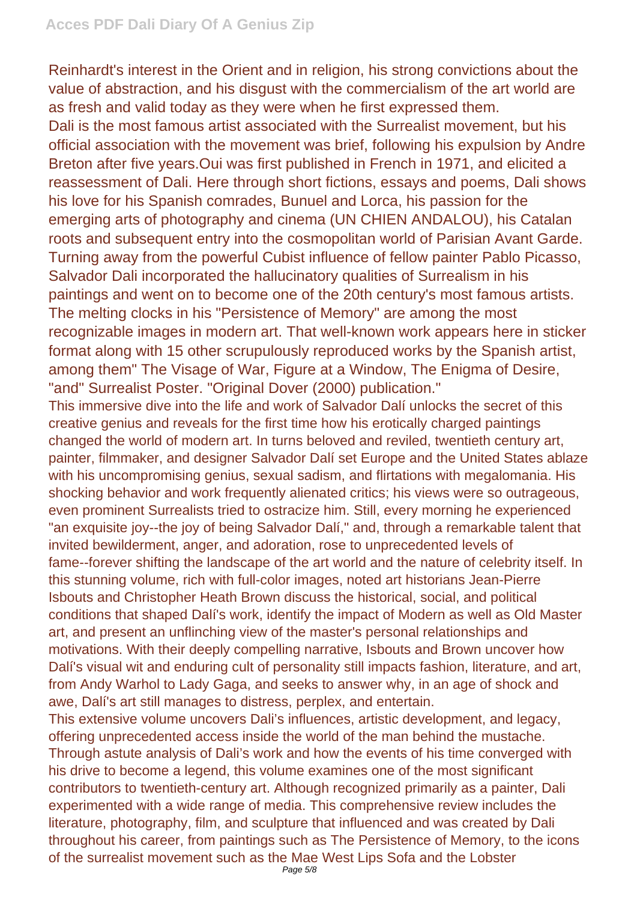Reinhardt's interest in the Orient and in religion, his strong convictions about the value of abstraction, and his disgust with the commercialism of the art world are as fresh and valid today as they were when he first expressed them.

Dali is the most famous artist associated with the Surrealist movement, but his official association with the movement was brief, following his expulsion by Andre Breton after five years.Oui was first published in French in 1971, and elicited a reassessment of Dali. Here through short fictions, essays and poems, Dali shows his love for his Spanish comrades, Bunuel and Lorca, his passion for the emerging arts of photography and cinema (UN CHIEN ANDALOU), his Catalan roots and subsequent entry into the cosmopolitan world of Parisian Avant Garde.

Turning away from the powerful Cubist influence of fellow painter Pablo Picasso, Salvador Dali incorporated the hallucinatory qualities of Surrealism in his paintings and went on to become one of the 20th century's most famous artists. The melting clocks in his "Persistence of Memory" are among the most recognizable images in modern art. That well-known work appears here in sticker format along with 15 other scrupulously reproduced works by the Spanish artist, among them" The Visage of War, Figure at a Window, The Enigma of Desire, "and" Surrealist Poster. "Original Dover (2000) publication."

This immersive dive into the life and work of Salvador Dalí unlocks the secret of this creative genius and reveals for the first time how his erotically charged paintings changed the world of modern art. In turns beloved and reviled, twentieth century art, painter, filmmaker, and designer Salvador Dalí set Europe and the United States ablaze with his uncompromising genius, sexual sadism, and flirtations with megalomania. His shocking behavior and work frequently alienated critics; his views were so outrageous, even prominent Surrealists tried to ostracize him. Still, every morning he experienced "an exquisite joy--the joy of being Salvador Dalí," and, through a remarkable talent that invited bewilderment, anger, and adoration, rose to unprecedented levels of fame--forever shifting the landscape of the art world and the nature of celebrity itself. In this stunning volume, rich with full-color images, noted art historians Jean-Pierre Isbouts and Christopher Heath Brown discuss the historical, social, and political conditions that shaped Dalí's work, identify the impact of Modern as well as Old Master art, and present an unflinching view of the master's personal relationships and motivations. With their deeply compelling narrative, Isbouts and Brown uncover how Dalí's visual wit and enduring cult of personality still impacts fashion, literature, and art, from Andy Warhol to Lady Gaga, and seeks to answer why, in an age of shock and awe, Dalí's art still manages to distress, perplex, and entertain.

This extensive volume uncovers Dali's influences, artistic development, and legacy, offering unprecedented access inside the world of the man behind the mustache. Through astute analysis of Dali's work and how the events of his time converged with his drive to become a legend, this volume examines one of the most significant contributors to twentieth-century art. Although recognized primarily as a painter, Dali experimented with a wide range of media. This comprehensive review includes the literature, photography, film, and sculpture that influenced and was created by Dali throughout his career, from paintings such as The Persistence of Memory, to the icons of the surrealist movement such as the Mae West Lips Sofa and the Lobster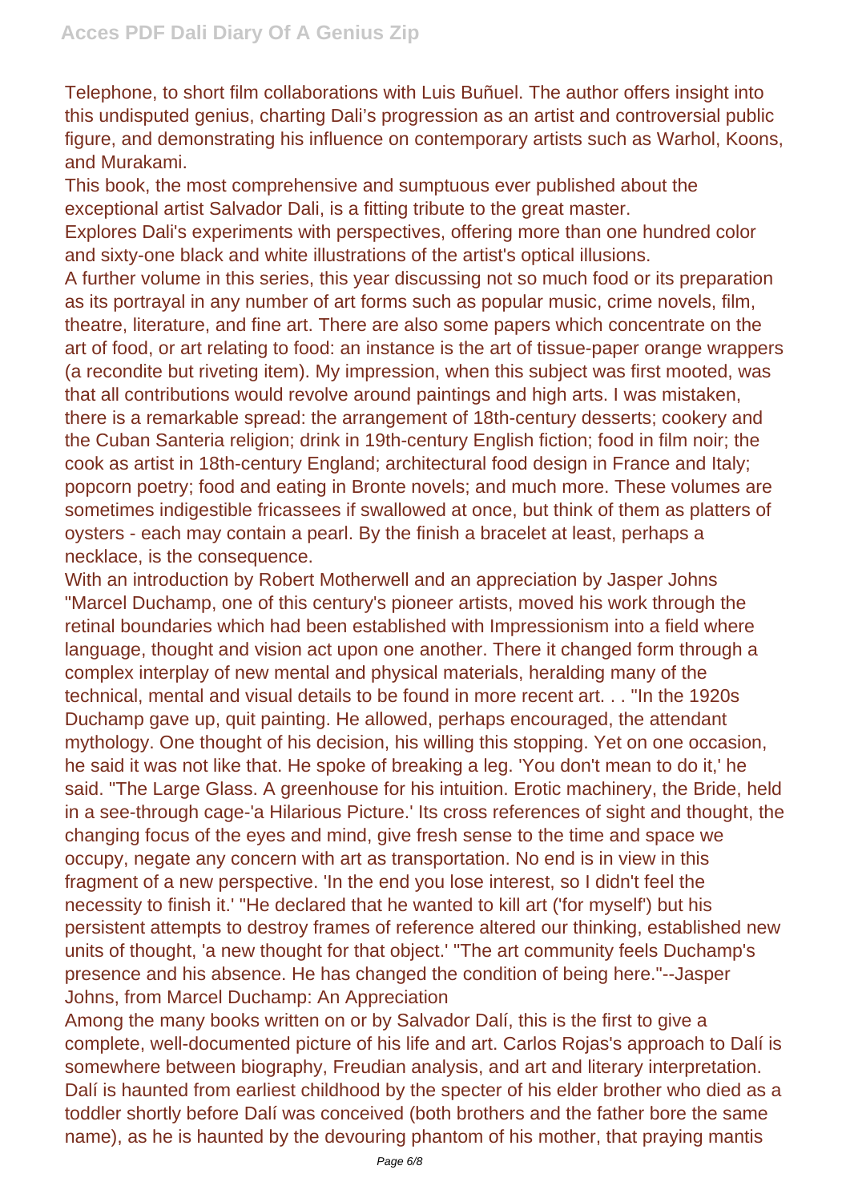Telephone, to short film collaborations with Luis Buñuel. The author offers insight into this undisputed genius, charting Dali's progression as an artist and controversial public figure, and demonstrating his influence on contemporary artists such as Warhol, Koons, and Murakami.

This book, the most comprehensive and sumptuous ever published about the exceptional artist Salvador Dali, is a fitting tribute to the great master.

Explores Dali's experiments with perspectives, offering more than one hundred color and sixty-one black and white illustrations of the artist's optical illusions.

A further volume in this series, this year discussing not so much food or its preparation as its portrayal in any number of art forms such as popular music, crime novels, film, theatre, literature, and fine art. There are also some papers which concentrate on the art of food, or art relating to food: an instance is the art of tissue-paper orange wrappers (a recondite but riveting item). My impression, when this subject was first mooted, was that all contributions would revolve around paintings and high arts. I was mistaken, there is a remarkable spread: the arrangement of 18th-century desserts; cookery and the Cuban Santeria religion; drink in 19th-century English fiction; food in film noir; the cook as artist in 18th-century England; architectural food design in France and Italy; popcorn poetry; food and eating in Bronte novels; and much more. These volumes are sometimes indigestible fricassees if swallowed at once, but think of them as platters of oysters - each may contain a pearl. By the finish a bracelet at least, perhaps a necklace, is the consequence.

With an introduction by Robert Motherwell and an appreciation by Jasper Johns "Marcel Duchamp, one of this century's pioneer artists, moved his work through the retinal boundaries which had been established with Impressionism into a field where language, thought and vision act upon one another. There it changed form through a complex interplay of new mental and physical materials, heralding many of the technical, mental and visual details to be found in more recent art. . . "In the 1920s Duchamp gave up, quit painting. He allowed, perhaps encouraged, the attendant mythology. One thought of his decision, his willing this stopping. Yet on one occasion, he said it was not like that. He spoke of breaking a leg. 'You don't mean to do it,' he said. "The Large Glass. A greenhouse for his intuition. Erotic machinery, the Bride, held in a see-through cage-'a Hilarious Picture.' Its cross references of sight and thought, the changing focus of the eyes and mind, give fresh sense to the time and space we occupy, negate any concern with art as transportation. No end is in view in this fragment of a new perspective. 'In the end you lose interest, so I didn't feel the necessity to finish it.' "He declared that he wanted to kill art ('for myself') but his persistent attempts to destroy frames of reference altered our thinking, established new units of thought, 'a new thought for that object.' "The art community feels Duchamp's presence and his absence. He has changed the condition of being here."--Jasper Johns, from Marcel Duchamp: An Appreciation

Among the many books written on or by Salvador Dalí, this is the first to give a complete, well-documented picture of his life and art. Carlos Rojas's approach to Dalí is somewhere between biography, Freudian analysis, and art and literary interpretation. Dalí is haunted from earliest childhood by the specter of his elder brother who died as a toddler shortly before Dalí was conceived (both brothers and the father bore the same name), as he is haunted by the devouring phantom of his mother, that praying mantis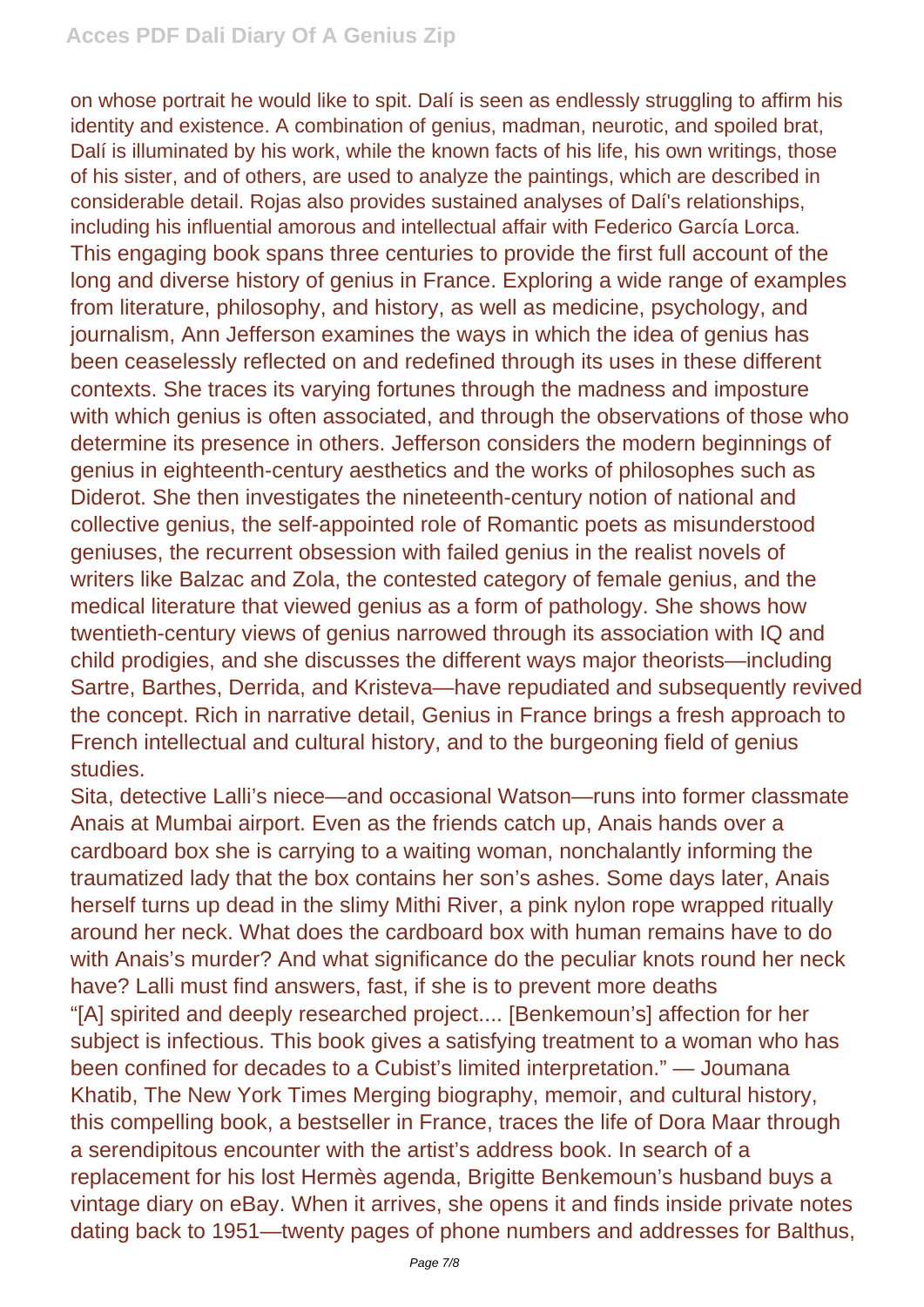on whose portrait he would like to spit. Dalí is seen as endlessly struggling to affirm his identity and existence. A combination of genius, madman, neurotic, and spoiled brat, Dalí is illuminated by his work, while the known facts of his life, his own writings, those of his sister, and of others, are used to analyze the paintings, which are described in considerable detail. Rojas also provides sustained analyses of Dalí's relationships, including his influential amorous and intellectual affair with Federico García Lorca.

This engaging book spans three centuries to provide the first full account of the long and diverse history of genius in France. Exploring a wide range of examples from literature, philosophy, and history, as well as medicine, psychology, and journalism, Ann Jefferson examines the ways in which the idea of genius has been ceaselessly reflected on and redefined through its uses in these different contexts. She traces its varying fortunes through the madness and imposture with which genius is often associated, and through the observations of those who determine its presence in others. Jefferson considers the modern beginnings of genius in eighteenth-century aesthetics and the works of philosophes such as Diderot. She then investigates the nineteenth-century notion of national and collective genius, the self-appointed role of Romantic poets as misunderstood geniuses, the recurrent obsession with failed genius in the realist novels of writers like Balzac and Zola, the contested category of female genius, and the medical literature that viewed genius as a form of pathology. She shows how twentieth-century views of genius narrowed through its association with IQ and child prodigies, and she discusses the different ways major theorists—including Sartre, Barthes, Derrida, and Kristeva—have repudiated and subsequently revived the concept. Rich in narrative detail, Genius in France brings a fresh approach to French intellectual and cultural history, and to the burgeoning field of genius studies.

Sita, detective Lalli's niece—and occasional Watson—runs into former classmate Anais at Mumbai airport. Even as the friends catch up, Anais hands over a cardboard box she is carrying to a waiting woman, nonchalantly informing the traumatized lady that the box contains her son's ashes. Some days later, Anais herself turns up dead in the slimy Mithi River, a pink nylon rope wrapped ritually around her neck. What does the cardboard box with human remains have to do with Anais's murder? And what significance do the peculiar knots round her neck have? Lalli must find answers, fast, if she is to prevent more deaths

"[A] spirited and deeply researched project.... [Benkemoun's] affection for her subject is infectious. This book gives a satisfying treatment to a woman who has been confined for decades to a Cubist's limited interpretation." — Joumana Khatib, The New York Times Merging biography, memoir, and cultural history, this compelling book, a bestseller in France, traces the life of Dora Maar through a serendipitous encounter with the artist's address book. In search of a replacement for his lost Hermès agenda, Brigitte Benkemoun's husband buys a vintage diary on eBay. When it arrives, she opens it and finds inside private notes dating back to 1951—twenty pages of phone numbers and addresses for Balthus,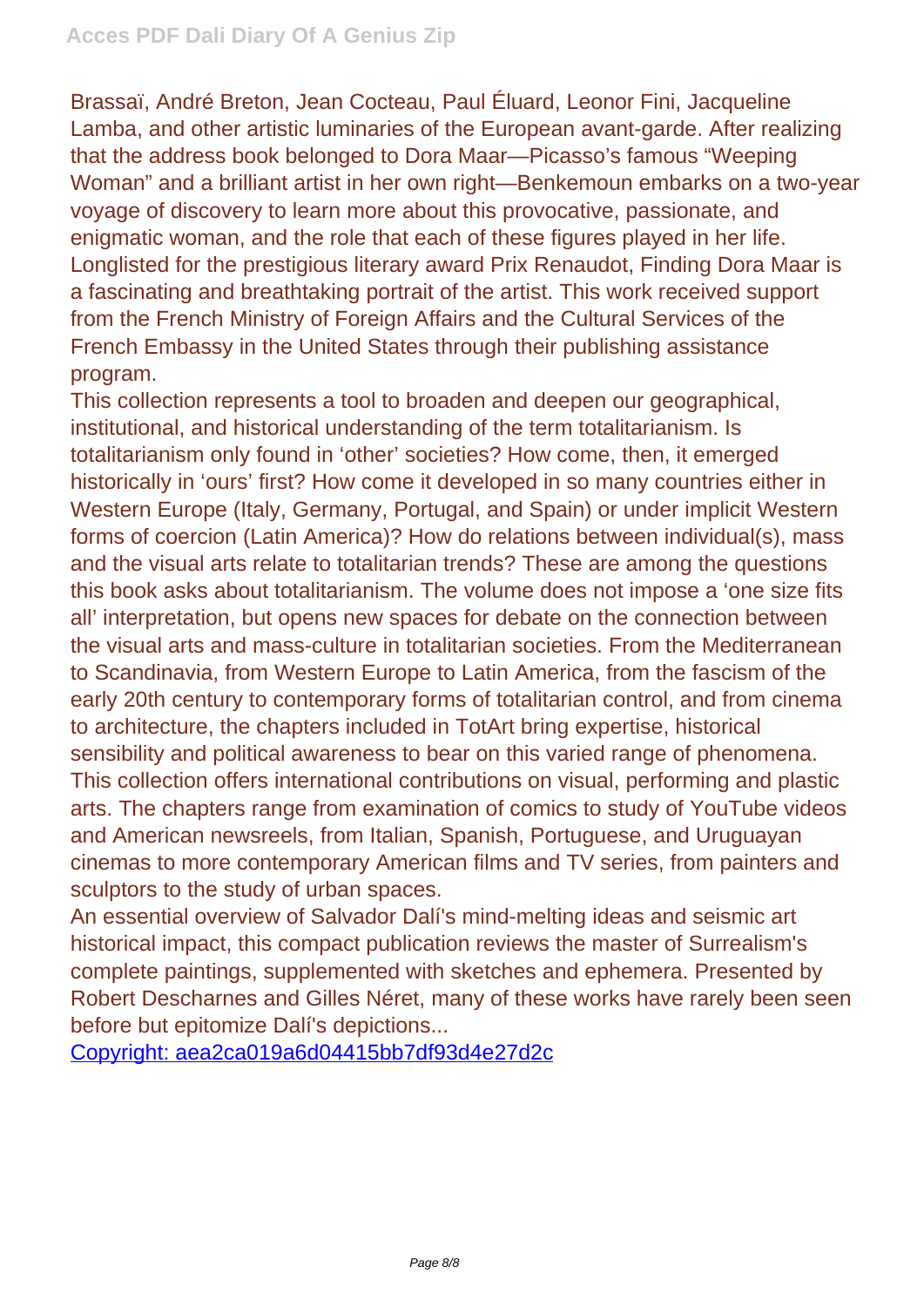Brassaï, André Breton, Jean Cocteau, Paul Éluard, Leonor Fini, Jacqueline Lamba, and other artistic luminaries of the European avant-garde. After realizing that the address book belonged to Dora Maar—Picasso's famous "Weeping Woman" and a brilliant artist in her own right—Benkemoun embarks on a two-year voyage of discovery to learn more about this provocative, passionate, and enigmatic woman, and the role that each of these figures played in her life. Longlisted for the prestigious literary award Prix Renaudot, Finding Dora Maar is a fascinating and breathtaking portrait of the artist. This work received support from the French Ministry of Foreign Affairs and the Cultural Services of the French Embassy in the United States through their publishing assistance program.

This collection represents a tool to broaden and deepen our geographical, institutional, and historical understanding of the term totalitarianism. Is totalitarianism only found in 'other' societies? How come, then, it emerged historically in 'ours' first? How come it developed in so many countries either in Western Europe (Italy, Germany, Portugal, and Spain) or under implicit Western forms of coercion (Latin America)? How do relations between individual(s), mass and the visual arts relate to totalitarian trends? These are among the questions this book asks about totalitarianism. The volume does not impose a 'one size fits all' interpretation, but opens new spaces for debate on the connection between the visual arts and mass-culture in totalitarian societies. From the Mediterranean to Scandinavia, from Western Europe to Latin America, from the fascism of the early 20th century to contemporary forms of totalitarian control, and from cinema to architecture, the chapters included in TotArt bring expertise, historical sensibility and political awareness to bear on this varied range of phenomena. This collection offers international contributions on visual, performing and plastic arts. The chapters range from examination of comics to study of YouTube videos and American newsreels, from Italian, Spanish, Portuguese, and Uruguayan cinemas to more contemporary American films and TV series, from painters and sculptors to the study of urban spaces.

An essential overview of Salvador Dalí's mind-melting ideas and seismic art historical impact, this compact publication reviews the master of Surrealism's complete paintings, supplemented with sketches and ephemera. Presented by Robert Descharnes and Gilles Néret, many of these works have rarely been seen before but epitomize Dalí's depictions...

Copyright: aea2ca019a6d04415bb7df93d4e27d2c